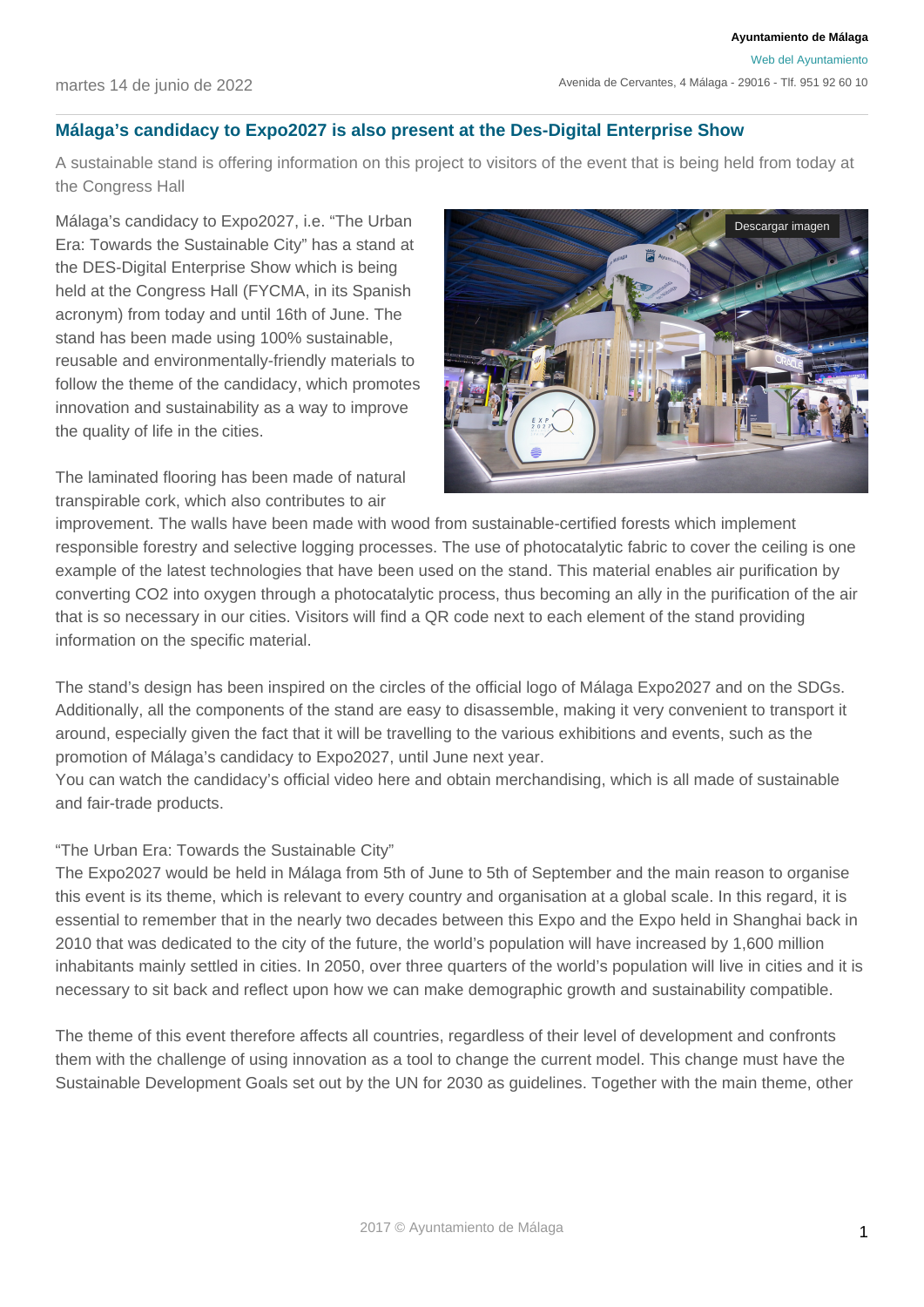## Málaga's candidacy to Expo2027 is also present at the Des-Digital Enterprise Show

A sustainable stand is offering information on this project to visitors of the event that is being held from today at the Congress Hall

Málaga's candidacy to Expo2027, i.e. "The Urban Era: Towards the Sustainable City" has a stand at the DES-Digital Enterprise Show which is being held at the Congress Hall (FYCMA, in its Spanish acronym) from today and until 16th of June. The stand has been made using 100% sustainable, reusable and environmentally-friendly materials to follow the theme of the candidacy, which promotes innovation and sustainability as a way to improve the quality of life in the cities.

The laminated flooring has been made of natural transpirable cork, which also contributes to air improvement. The walls have been made with wood from sustainable-certified forests which implement responsible forestry and selective logging processes. The use of photocatalytic fabric to cover the ceiling is one example of the latest technologies that have been used on the stand. This material enables air purification by converting CO2 into oxygen through a photocatalytic process, thus becoming an ally in the purification of the air that is so necessary in our cities. Visitors will find a QR code next to each element of the stand providing information on the specific material.

The stand's design has been inspired on the circles of the official logo of Málaga Expo2027 and on the SDGs. Additionally, all the components of the stand are easy to disassemble, making it very convenient to transport it around, especially given the fact that it will be travelling to the various exhibitions and events, such as the promotion of Málaga's candidacy to Expo2027, until June next year.
You can watch the candidacy's official video here and obtain merchandising, which is all made of sustainable and fair-trade products.

"The Urban Era: Towards the Sustainable City"
The Expo2027 would be held in Málaga from 5th of June to 5th of September and the main reason to organise this event is its theme, which is relevant to every country and organisation at a global scale. In this regard, it is essential to remember that in the nearly two decades between this Expo and the Expo held in Shanghai back in 2010 that was dedicated to the city of the future, the world's population will have increased by 1,600 million inhabitants mainly settled in cities. In 2050, over three quarters of the world's population will live in cities and it is necessary to sit back and reflect upon how we can make demographic growth and sustainability compatible.

The theme of this event therefore affects all countries, regardless of their level of development and confronts them with the challenge of using innovation as a tool to change the current model. This change must have the Sustainable Development Goals set out by the UN for 2030 as guidelines. Together with the main theme, other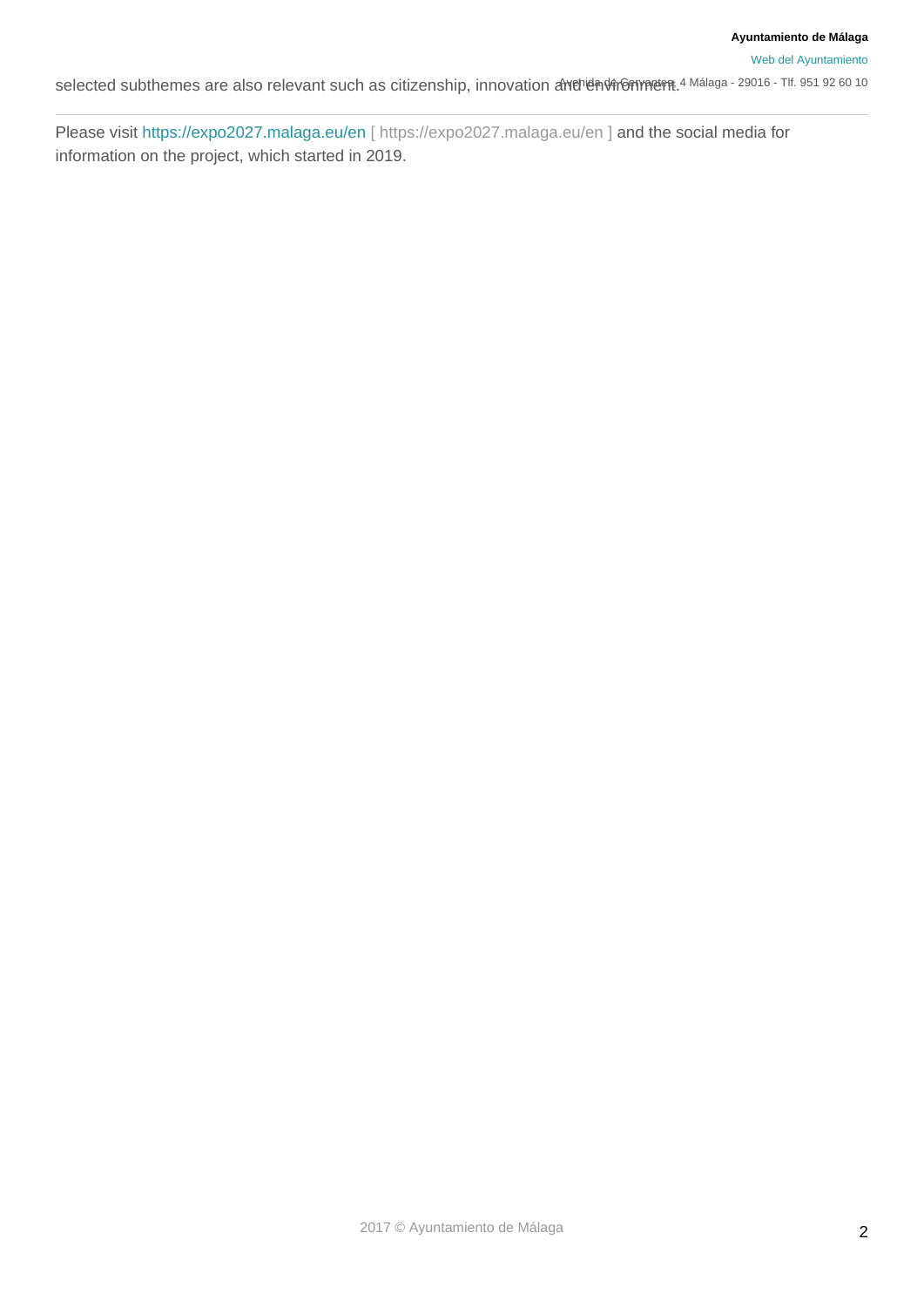selected subthemes are also relevant such as citizenship, innovation and environment.

---

Please visit https://expo2027.malaga.eu/en [ https://expo2027.malaga.eu/en ] and the social media for information on the project, which started in 2019.